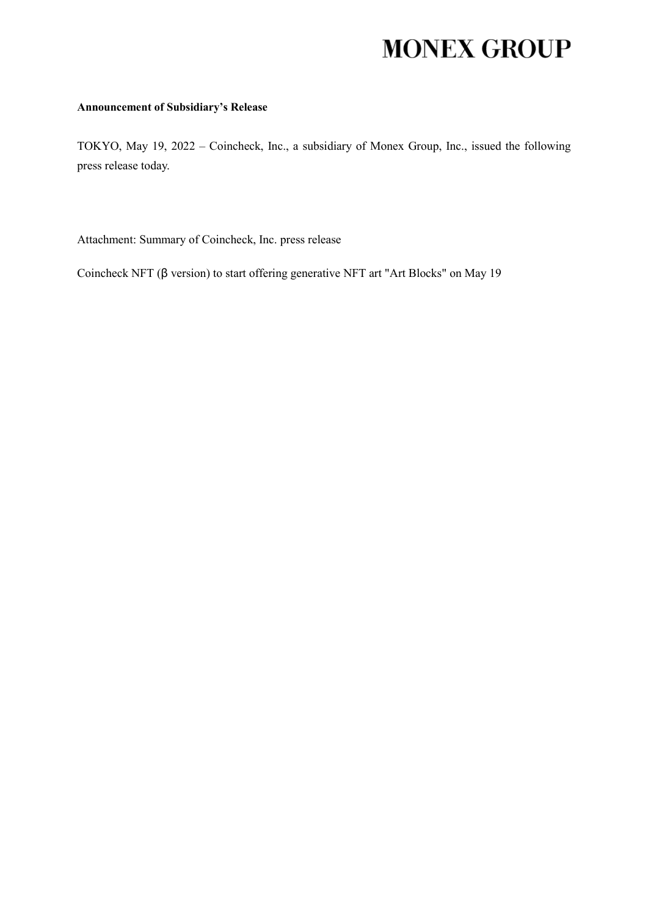MONEX GROUP

**Announcement of Subsidiary's Release**

TOKYO, May 19, 2022 – Coincheck, Inc., a subsidiary of Monex Group, Inc., issued the following press release today.

Attachment: Summary of Coincheck, Inc. press release

Coincheck NFT (β version) to start offering generative NFT art "Art Blocks" on May 19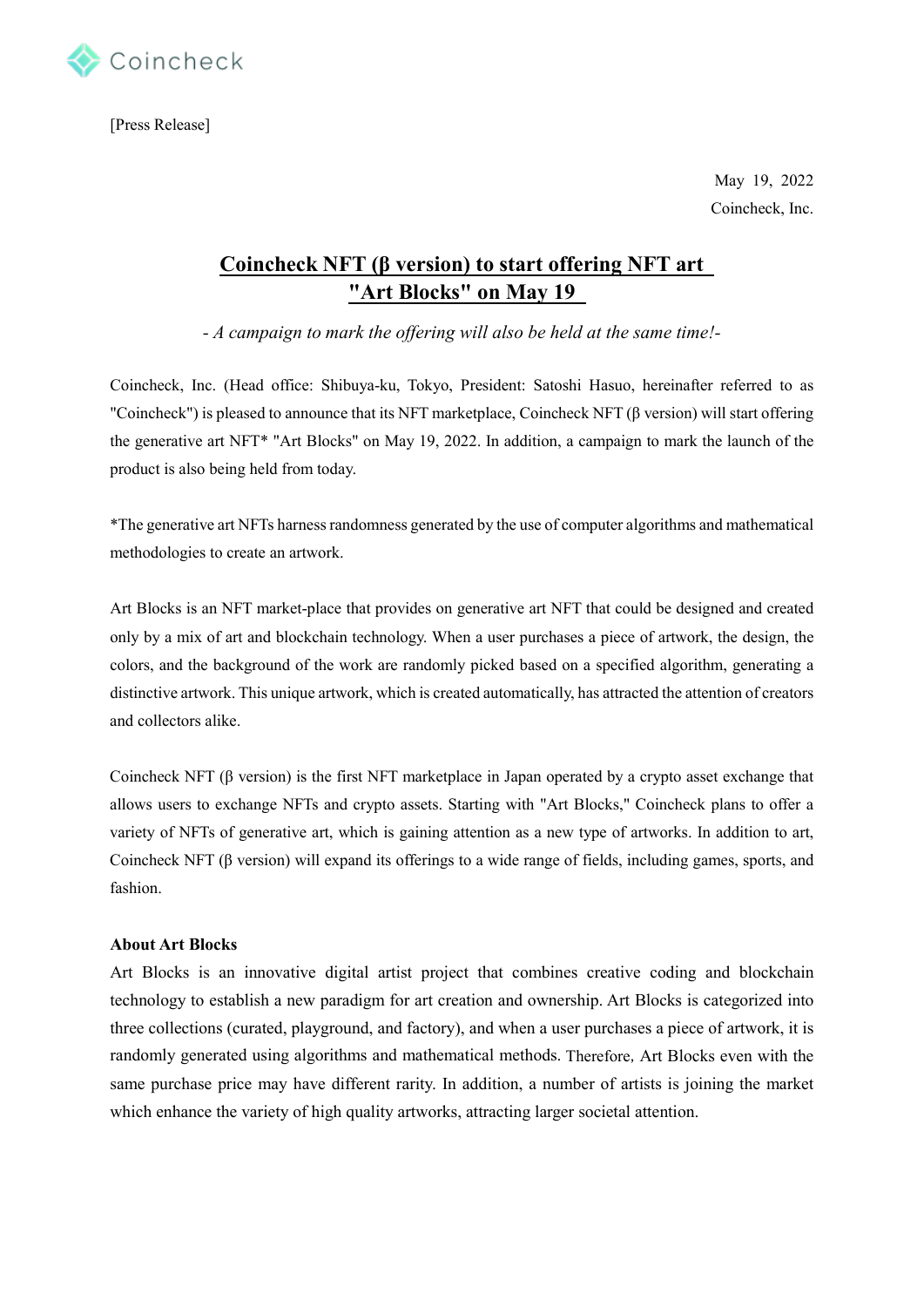[Press Release]

May 19, 2022
Coincheck, Inc.

# Coincheck NFT (β version) to start offering NFT art "Art Blocks" on May 19

*- A campaign to mark the offering will also be held at the same time!-*

Coincheck, Inc. (Head office: Shibuya-ku, Tokyo, President: Satoshi Hasuo, hereinafter referred to as "Coincheck") is pleased to announce that its NFT marketplace, Coincheck NFT (β version) will start offering the generative art NFT* "Art Blocks" on May 19, 2022. In addition, a campaign to mark the launch of the product is also being held from today.

*The generative art NFTs harness randomness generated by the use of computer algorithms and mathematical methodologies to create an artwork.

Art Blocks is an NFT market-place that provides on generative art NFT that could be designed and created only by a mix of art and blockchain technology. When a user purchases a piece of artwork, the design, the colors, and the background of the work are randomly picked based on a specified algorithm, generating a distinctive artwork. This unique artwork, which is created automatically, has attracted the attention of creators and collectors alike.

Coincheck NFT (β version) is the first NFT marketplace in Japan operated by a crypto asset exchange that allows users to exchange NFTs and crypto assets. Starting with "Art Blocks," Coincheck plans to offer a variety of NFTs of generative art, which is gaining attention as a new type of artworks. In addition to art, Coincheck NFT (β version) will expand its offerings to a wide range of fields, including games, sports, and fashion.

**About Art Blocks**

Art Blocks is an innovative digital artist project that combines creative coding and blockchain technology to establish a new paradigm for art creation and ownership. Art Blocks is categorized into three collections (curated, playground, and factory), and when a user purchases a piece of artwork, it is randomly generated using algorithms and mathematical methods. Therefore, Art Blocks even with the same purchase price may have different rarity. In addition, a number of artists is joining the market which enhance the variety of high quality artworks, attracting larger societal attention.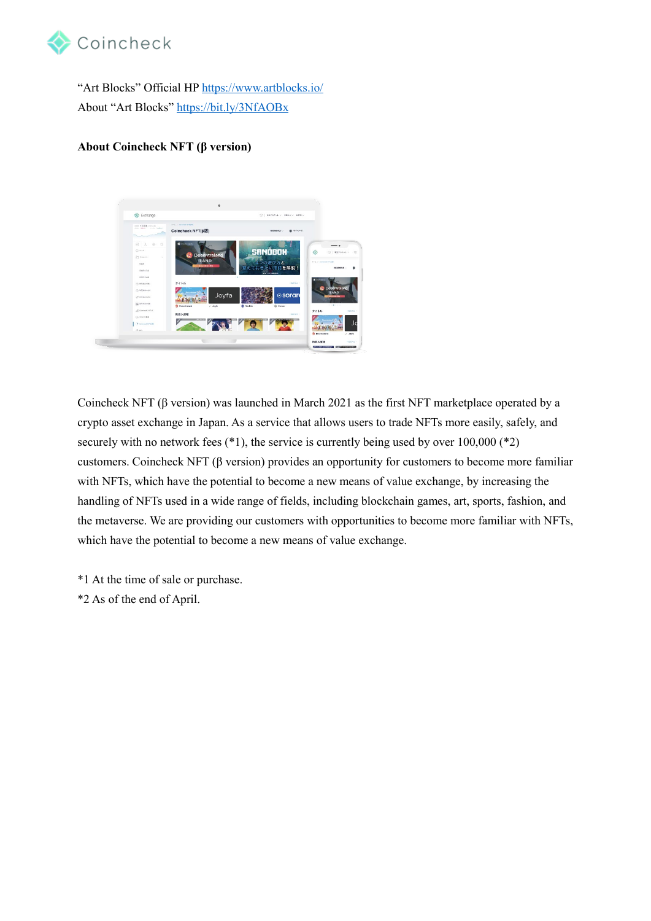"Art Blocks" Official HP https://www.artblocks.io/
About "Art Blocks" https://bit.ly/3NfAOBx

**About Coincheck NFT (β version)**

Coincheck NFT (β version) was launched in March 2021 as the first NFT marketplace operated by a crypto asset exchange in Japan. As a service that allows users to trade NFTs more easily, safely, and securely with no network fees (*1), the service is currently being used by over 100,000 (*2) customers. Coincheck NFT (β version) provides an opportunity for customers to become more familiar with NFTs, which have the potential to become a new means of value exchange, by increasing the handling of NFTs used in a wide range of fields, including blockchain games, art, sports, fashion, and the metaverse. We are providing our customers with opportunities to become more familiar with NFTs, which have the potential to become a new means of value exchange.

*1 At the time of sale or purchase.
*2 As of the end of April.